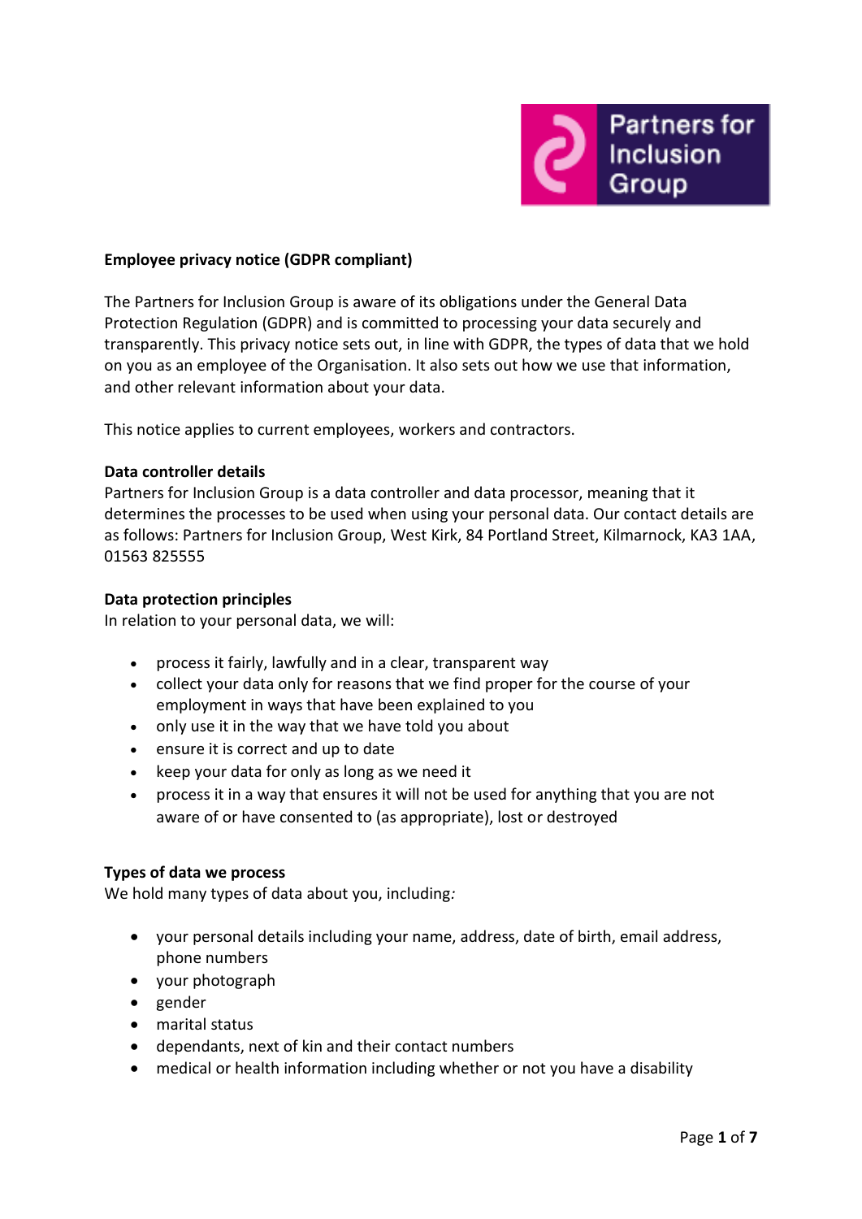**Employee privacy notice (GDPR compliant)**

The Partners for Inclusion Group is aware of its obligations under the General Data Protection Regulation (GDPR) and is committed to processing your data securely and transparently. This privacy notice sets out, in line with GDPR, the types of data that we hold on you as an employee of the Organisation. It also sets out how we use that information, and other relevant information about your data.

This notice applies to current employees, workers and contractors.

**Data controller details**

Partners for Inclusion Group is a data controller and data processor, meaning that it determines the processes to be used when using your personal data. Our contact details are as follows: Partners for Inclusion Group, West Kirk, 84 Portland Street, Kilmarnock, KA3 1AA, 01563 825555

**Data protection principles**

In relation to your personal data, we will:

- process it fairly, lawfully and in a clear, transparent way
- collect your data only for reasons that we find proper for the course of your employment in ways that have been explained to you
- only use it in the way that we have told you about
- ensure it is correct and up to date
- keep your data for only as long as we need it
- process it in a way that ensures it will not be used for anything that you are not aware of or have consented to (as appropriate), lost or destroyed

**Types of data we process**

We hold many types of data about you, including*:*

- your personal details including your name, address, date of birth, email address, phone numbers
- your photograph
- gender
- marital status
- dependants, next of kin and their contact numbers
- medical or health information including whether or not you have a disability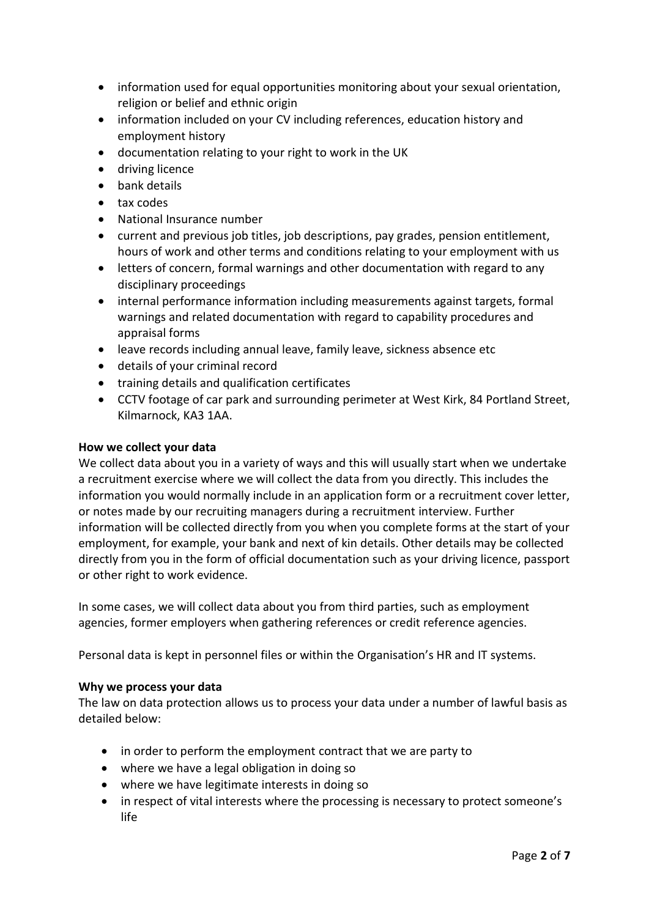- information used for equal opportunities monitoring about your sexual orientation, religion or belief and ethnic origin
- information included on your CV including references, education history and employment history
- documentation relating to your right to work in the UK
- driving licence
- bank details
- tax codes
- National Insurance number
- current and previous job titles, job descriptions, pay grades, pension entitlement, hours of work and other terms and conditions relating to your employment with us
- letters of concern, formal warnings and other documentation with regard to any disciplinary proceedings
- internal performance information including measurements against targets, formal warnings and related documentation with regard to capability procedures and appraisal forms
- leave records including annual leave, family leave, sickness absence etc
- details of your criminal record
- training details and qualification certificates
- CCTV footage of car park and surrounding perimeter at West Kirk, 84 Portland Street, Kilmarnock, KA3 1AA.

**How we collect your data**

We collect data about you in a variety of ways and this will usually start when we undertake a recruitment exercise where we will collect the data from you directly. This includes the information you would normally include in an application form or a recruitment cover letter, or notes made by our recruiting managers during a recruitment interview. Further information will be collected directly from you when you complete forms at the start of your employment, for example, your bank and next of kin details. Other details may be collected directly from you in the form of official documentation such as your driving licence, passport or other right to work evidence.

In some cases, we will collect data about you from third parties, such as employment agencies, former employers when gathering references or credit reference agencies.

Personal data is kept in personnel files or within the Organisation's HR and IT systems.

**Why we process your data**

The law on data protection allows us to process your data under a number of lawful basis as detailed below:

- in order to perform the employment contract that we are party to
- where we have a legal obligation in doing so
- where we have legitimate interests in doing so
- in respect of vital interests where the processing is necessary to protect someone's life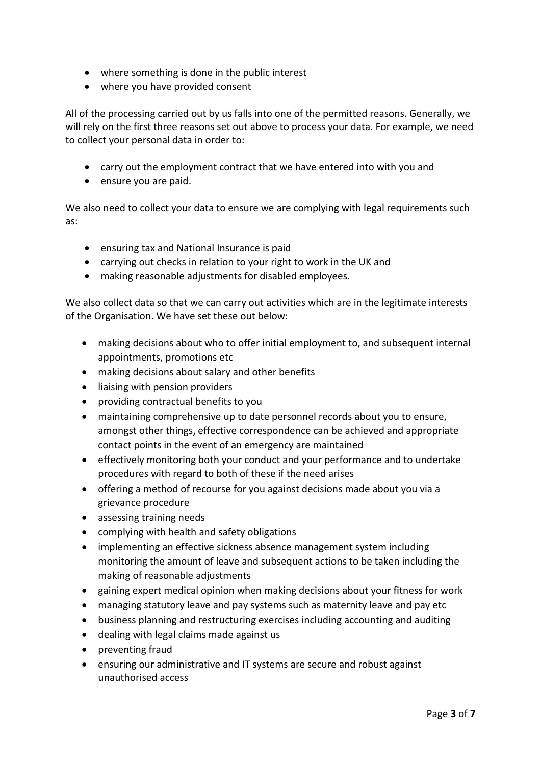- where something is done in the public interest
- where you have provided consent

All of the processing carried out by us falls into one of the permitted reasons. Generally, we will rely on the first three reasons set out above to process your data. For example, we need to collect your personal data in order to:

- carry out the employment contract that we have entered into with you and
- ensure you are paid.

We also need to collect your data to ensure we are complying with legal requirements such as:

- ensuring tax and National Insurance is paid
- carrying out checks in relation to your right to work in the UK and
- making reasonable adjustments for disabled employees.

We also collect data so that we can carry out activities which are in the legitimate interests of the Organisation. We have set these out below:

- making decisions about who to offer initial employment to, and subsequent internal appointments, promotions etc
- making decisions about salary and other benefits
- liaising with pension providers
- providing contractual benefits to you
- maintaining comprehensive up to date personnel records about you to ensure, amongst other things, effective correspondence can be achieved and appropriate contact points in the event of an emergency are maintained
- effectively monitoring both your conduct and your performance and to undertake procedures with regard to both of these if the need arises
- offering a method of recourse for you against decisions made about you via a grievance procedure
- assessing training needs
- complying with health and safety obligations
- implementing an effective sickness absence management system including monitoring the amount of leave and subsequent actions to be taken including the making of reasonable adjustments
- gaining expert medical opinion when making decisions about your fitness for work
- managing statutory leave and pay systems such as maternity leave and pay etc
- business planning and restructuring exercises including accounting and auditing
- dealing with legal claims made against us
- preventing fraud
- ensuring our administrative and IT systems are secure and robust against unauthorised access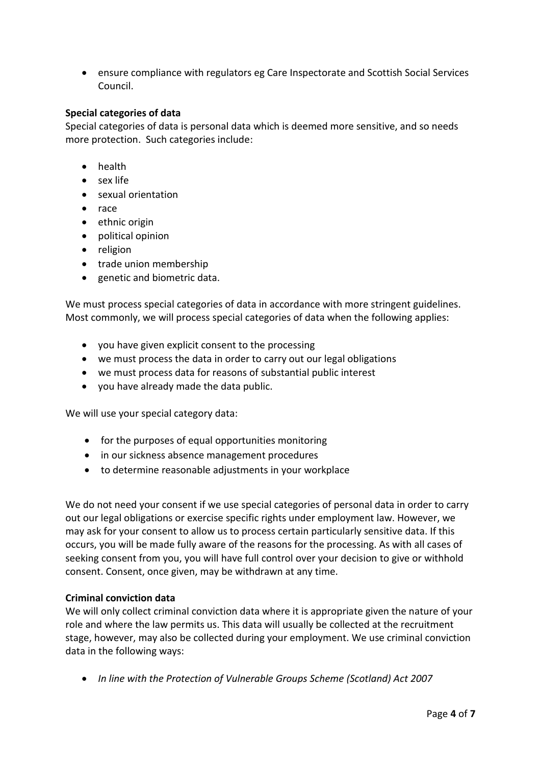- ensure compliance with regulators eg Care Inspectorate and Scottish Social Services Council.

**Special categories of data**

Special categories of data is personal data which is deemed more sensitive, and so needs more protection. Such categories include:

- health
- sex life
- sexual orientation
- race
- ethnic origin
- political opinion
- religion
- trade union membership
- genetic and biometric data.

We must process special categories of data in accordance with more stringent guidelines. Most commonly, we will process special categories of data when the following applies:

- you have given explicit consent to the processing
- we must process the data in order to carry out our legal obligations
- we must process data for reasons of substantial public interest
- you have already made the data public.

We will use your special category data:

- for the purposes of equal opportunities monitoring
- in our sickness absence management procedures
- to determine reasonable adjustments in your workplace

We do not need your consent if we use special categories of personal data in order to carry out our legal obligations or exercise specific rights under employment law. However, we may ask for your consent to allow us to process certain particularly sensitive data. If this occurs, you will be made fully aware of the reasons for the processing. As with all cases of seeking consent from you, you will have full control over your decision to give or withhold consent. Consent, once given, may be withdrawn at any time.

**Criminal conviction data**

We will only collect criminal conviction data where it is appropriate given the nature of your role and where the law permits us. This data will usually be collected at the recruitment stage, however, may also be collected during your employment. We use criminal conviction data in the following ways:

- *In line with the Protection of Vulnerable Groups Scheme (Scotland) Act 2007*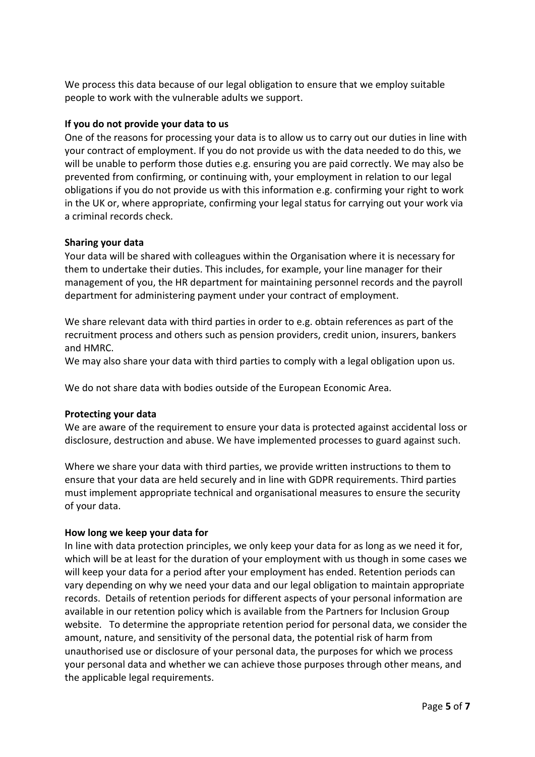We process this data because of our legal obligation to ensure that we employ suitable people to work with the vulnerable adults we support.

**If you do not provide your data to us**

One of the reasons for processing your data is to allow us to carry out our duties in line with your contract of employment. If you do not provide us with the data needed to do this, we will be unable to perform those duties e.g. ensuring you are paid correctly. We may also be prevented from confirming, or continuing with, your employment in relation to our legal obligations if you do not provide us with this information e.g. confirming your right to work in the UK or, where appropriate, confirming your legal status for carrying out your work via a criminal records check.

**Sharing your data**

Your data will be shared with colleagues within the Organisation where it is necessary for them to undertake their duties. This includes, for example, your line manager for their management of you, the HR department for maintaining personnel records and the payroll department for administering payment under your contract of employment.

We share relevant data with third parties in order to e.g. obtain references as part of the recruitment process and others such as pension providers, credit union, insurers, bankers and HMRC.

We may also share your data with third parties to comply with a legal obligation upon us.

We do not share data with bodies outside of the European Economic Area.

**Protecting your data**

We are aware of the requirement to ensure your data is protected against accidental loss or disclosure, destruction and abuse. We have implemented processes to guard against such.

Where we share your data with third parties, we provide written instructions to them to ensure that your data are held securely and in line with GDPR requirements. Third parties must implement appropriate technical and organisational measures to ensure the security of your data.

**How long we keep your data for**

In line with data protection principles, we only keep your data for as long as we need it for, which will be at least for the duration of your employment with us though in some cases we will keep your data for a period after your employment has ended. Retention periods can vary depending on why we need your data and our legal obligation to maintain appropriate records. Details of retention periods for different aspects of your personal information are available in our retention policy which is available from the Partners for Inclusion Group website. To determine the appropriate retention period for personal data, we consider the amount, nature, and sensitivity of the personal data, the potential risk of harm from unauthorised use or disclosure of your personal data, the purposes for which we process your personal data and whether we can achieve those purposes through other means, and the applicable legal requirements.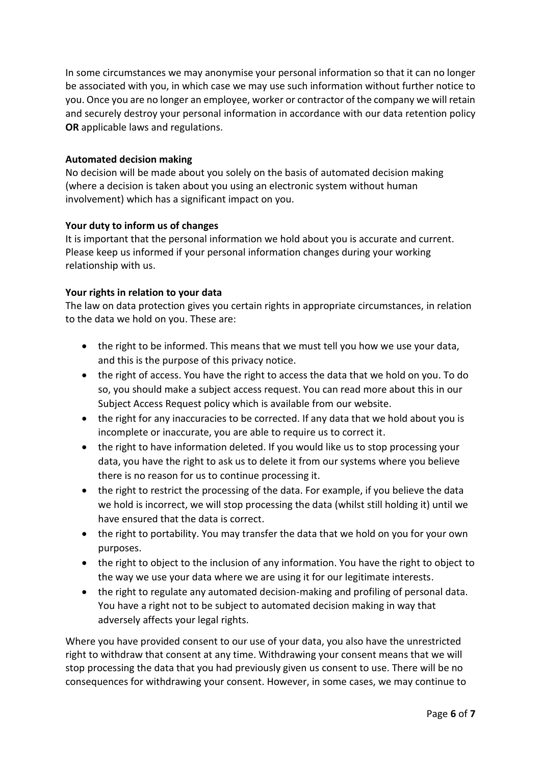In some circumstances we may anonymise your personal information so that it can no longer be associated with you, in which case we may use such information without further notice to you. Once you are no longer an employee, worker or contractor of the company we will retain and securely destroy your personal information in accordance with our data retention policy **OR** applicable laws and regulations.

**Automated decision making**

No decision will be made about you solely on the basis of automated decision making (where a decision is taken about you using an electronic system without human involvement) which has a significant impact on you.

**Your duty to inform us of changes**

It is important that the personal information we hold about you is accurate and current. Please keep us informed if your personal information changes during your working relationship with us.

**Your rights in relation to your data**

The law on data protection gives you certain rights in appropriate circumstances, in relation to the data we hold on you. These are:

- the right to be informed. This means that we must tell you how we use your data, and this is the purpose of this privacy notice.
- the right of access. You have the right to access the data that we hold on you. To do so, you should make a subject access request. You can read more about this in our Subject Access Request policy which is available from our website.
- the right for any inaccuracies to be corrected. If any data that we hold about you is incomplete or inaccurate, you are able to require us to correct it.
- the right to have information deleted. If you would like us to stop processing your data, you have the right to ask us to delete it from our systems where you believe there is no reason for us to continue processing it.
- the right to restrict the processing of the data. For example, if you believe the data we hold is incorrect, we will stop processing the data (whilst still holding it) until we have ensured that the data is correct.
- the right to portability. You may transfer the data that we hold on you for your own purposes.
- the right to object to the inclusion of any information. You have the right to object to the way we use your data where we are using it for our legitimate interests.
- the right to regulate any automated decision-making and profiling of personal data. You have a right not to be subject to automated decision making in way that adversely affects your legal rights.

Where you have provided consent to our use of your data, you also have the unrestricted right to withdraw that consent at any time. Withdrawing your consent means that we will stop processing the data that you had previously given us consent to use. There will be no consequences for withdrawing your consent. However, in some cases, we may continue to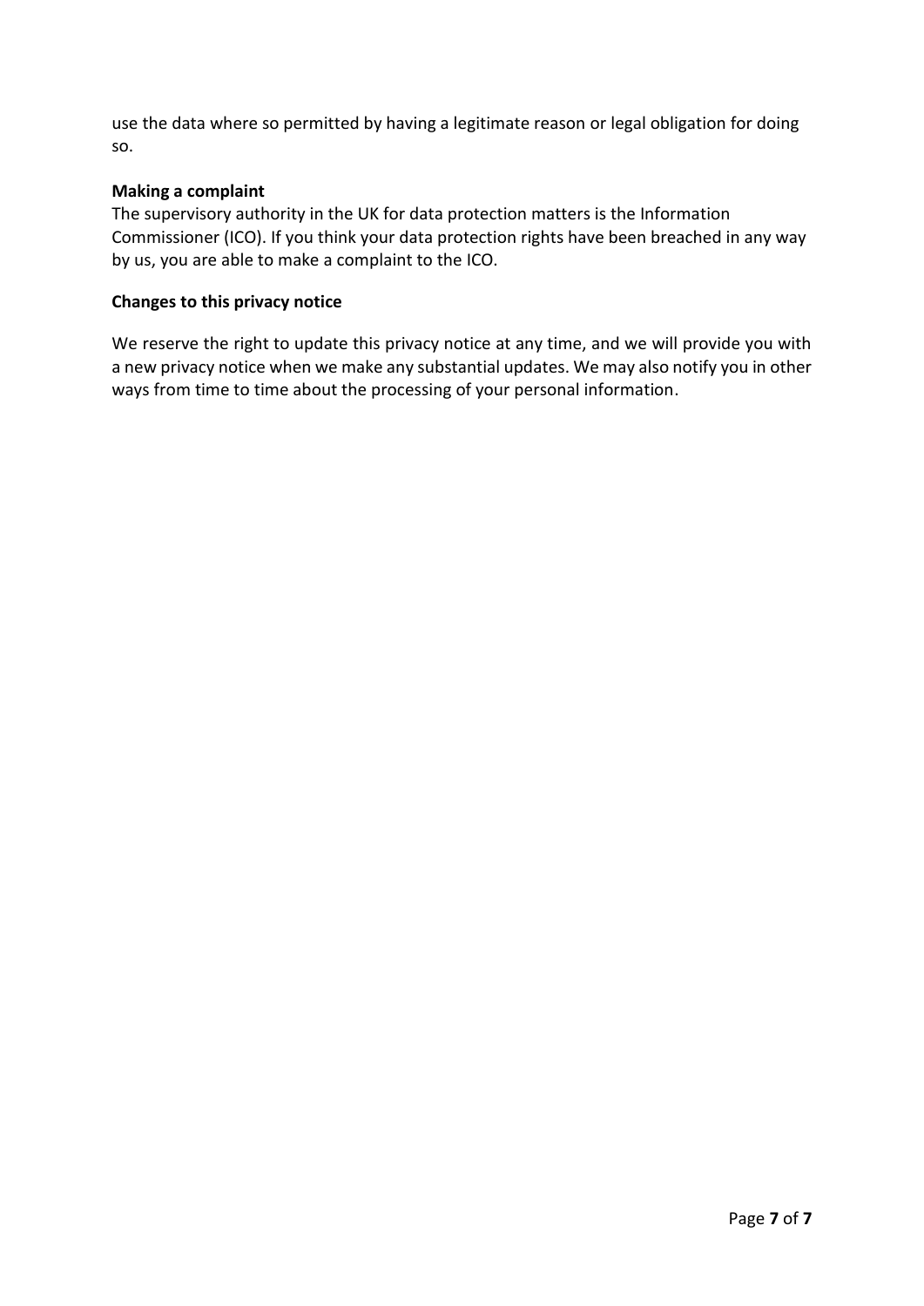use the data where so permitted by having a legitimate reason or legal obligation for doing so.

**Making a complaint**

The supervisory authority in the UK for data protection matters is the Information Commissioner (ICO). If you think your data protection rights have been breached in any way by us, you are able to make a complaint to the ICO.

**Changes to this privacy notice**

We reserve the right to update this privacy notice at any time, and we will provide you with a new privacy notice when we make any substantial updates. We may also notify you in other ways from time to time about the processing of your personal information.